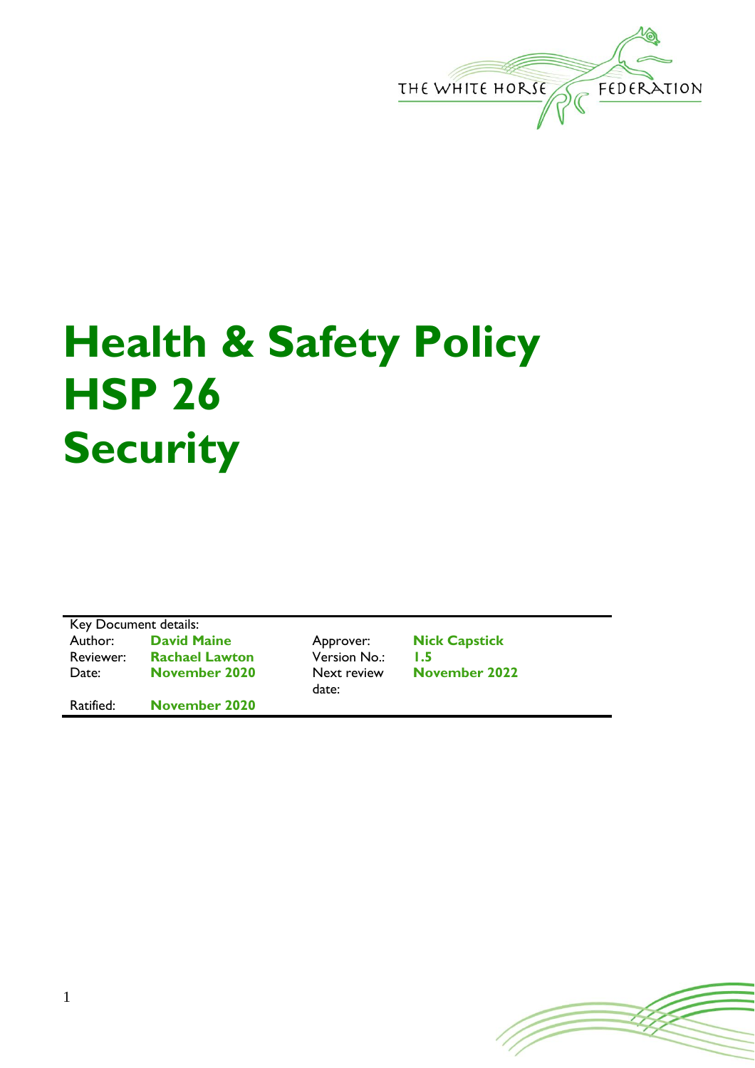THE WHITE HORSE FEDERATION

# Health & Safety Policy HSP 26 Security

| Key Document details: | | | |
|---|---|---|---|
| Author: | **David Maine** | Approver: | **Nick Capstick** |
| Reviewer: | **Rachael Lawton** | Version No.: | **1.5** |
| Date: | **November 2020** | Next review date: | **November 2022** |
| Ratified: | **November 2020** | | |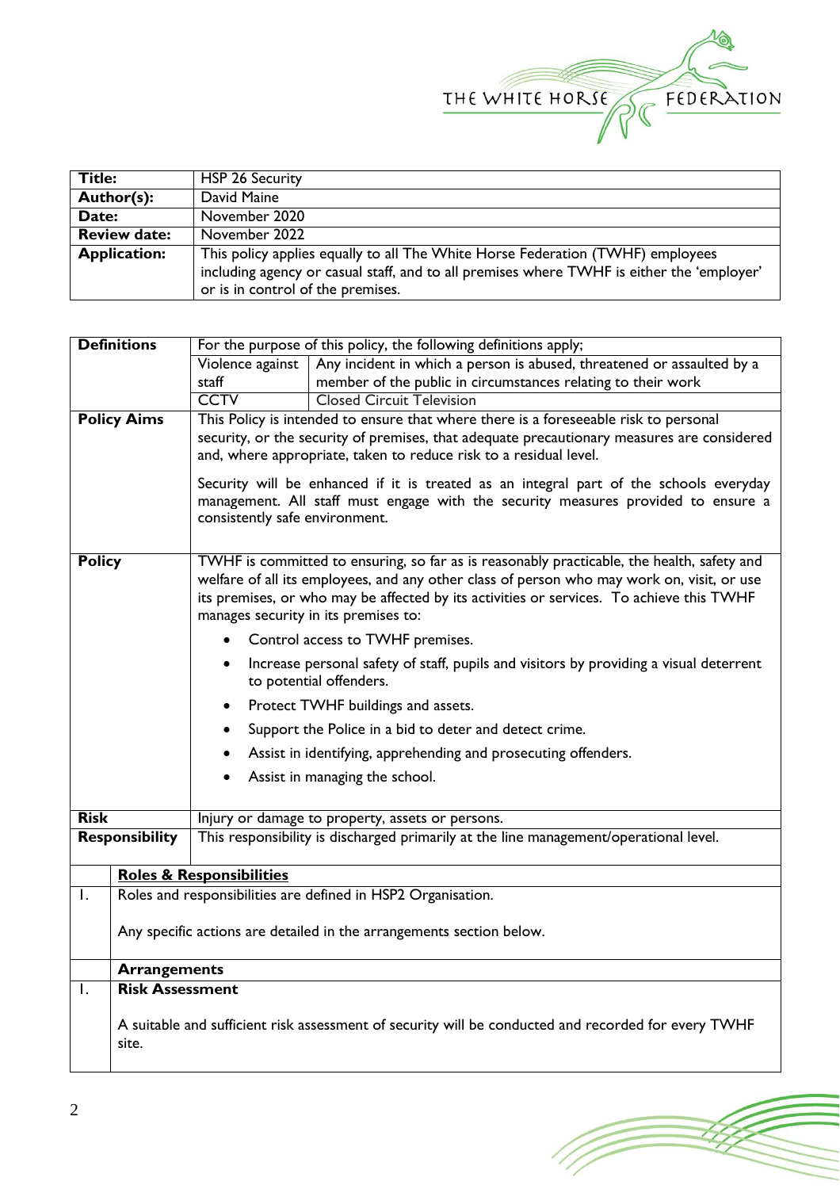| | |
|---|---|
| **Title:** | HSP 26 Security |
| **Author(s):** | David Maine |
| **Date:** | November 2020 |
| **Review date:** | November 2022 |
| **Application:** | This policy applies equally to all The White Horse Federation (TWHF) employees including agency or casual staff, and to all premises where TWHF is either the 'employer' or is in control of the premises. |

| | | |
|---|---|---|
| **Definitions** | For the purpose of this policy, the following definitions apply; | |
| | Violence against staff | Any incident in which a person is abused, threatened or assaulted by a member of the public in circumstances relating to their work |
| | CCTV | Closed Circuit Television |
| **Policy Aims** | This Policy is intended to ensure that where there is a foreseeable risk to personal security, or the security of premises, that adequate precautionary measures are considered and, where appropriate, taken to reduce risk to a residual level.<br><br>Security will be enhanced if it is treated as an integral part of the schools everyday management. All staff must engage with the security measures provided to ensure a consistently safe environment. | |
| **Policy** | TWHF is committed to ensuring, so far as is reasonably practicable, the health, safety and welfare of all its employees, and any other class of person who may work on, visit, or use its premises, or who may be affected by its activities or services. To achieve this TWHF manages security in its premises to:<br><br>• Control access to TWHF premises.<br>• Increase personal safety of staff, pupils and visitors by providing a visual deterrent to potential offenders.<br>• Protect TWHF buildings and assets.<br>• Support the Police in a bid to deter and detect crime.<br>• Assist in identifying, apprehending and prosecuting offenders.<br>• Assist in managing the school. | |
| **Risk** | Injury or damage to property, assets or persons. | |
| **Responsibility** | This responsibility is discharged primarily at the line management/operational level. | |

| | |
|---|---|
| | **Roles & Responsibilities** |
| 1. | Roles and responsibilities are defined in HSP2 Organisation.<br><br>Any specific actions are detailed in the arrangements section below. |
| | **Arrangements** |
| 1. | **Risk Assessment**<br><br>A suitable and sufficient risk assessment of security will be conducted and recorded for every TWHF site. |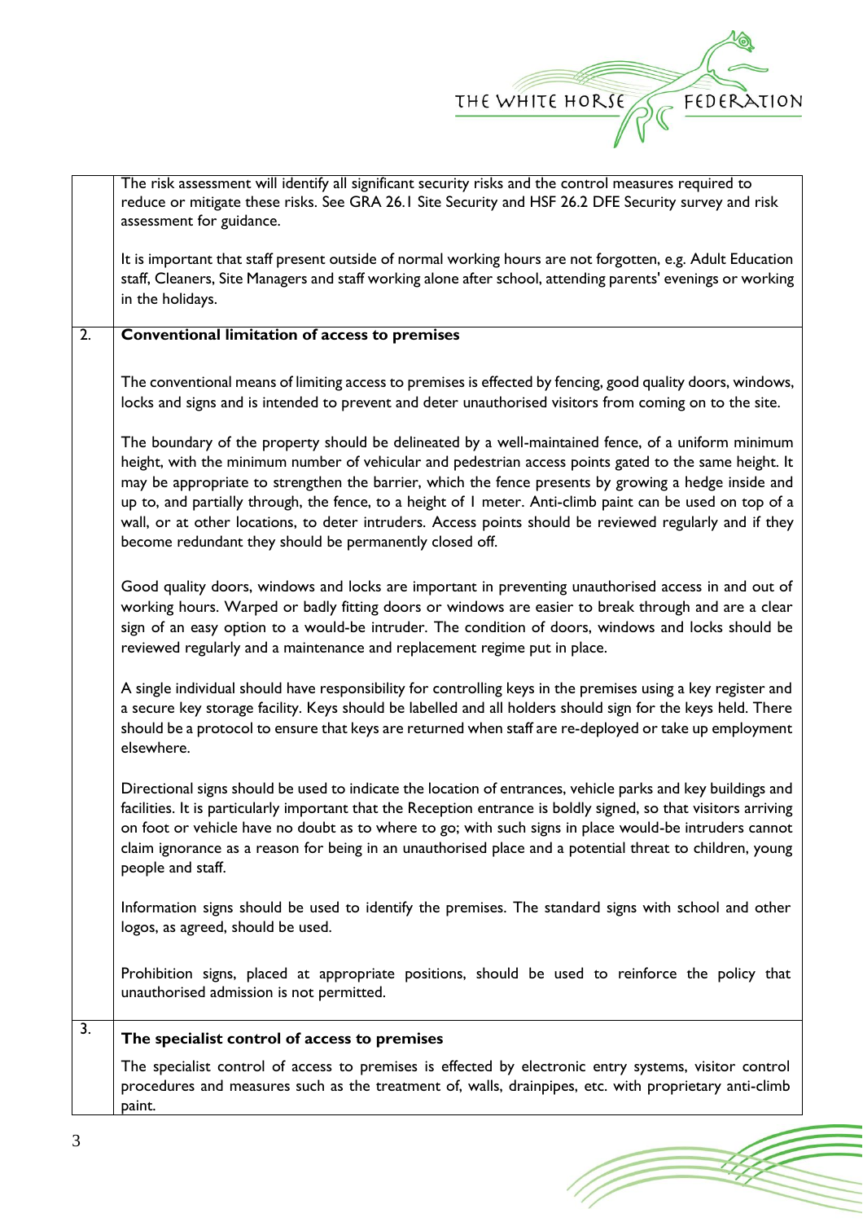The risk assessment will identify all significant security risks and the control measures required to reduce or mitigate these risks. See GRA 26.1 Site Security and HSF 26.2 DFE Security survey and risk assessment for guidance.

It is important that staff present outside of normal working hours are not forgotten, e.g. Adult Education staff, Cleaners, Site Managers and staff working alone after school, attending parents' evenings or working in the holidays.

## 2. Conventional limitation of access to premises

The conventional means of limiting access to premises is effected by fencing, good quality doors, windows, locks and signs and is intended to prevent and deter unauthorised visitors from coming on to the site.

The boundary of the property should be delineated by a well-maintained fence, of a uniform minimum height, with the minimum number of vehicular and pedestrian access points gated to the same height. It may be appropriate to strengthen the barrier, which the fence presents by growing a hedge inside and up to, and partially through, the fence, to a height of 1 meter. Anti-climb paint can be used on top of a wall, or at other locations, to deter intruders. Access points should be reviewed regularly and if they become redundant they should be permanently closed off.

Good quality doors, windows and locks are important in preventing unauthorised access in and out of working hours. Warped or badly fitting doors or windows are easier to break through and are a clear sign of an easy option to a would-be intruder. The condition of doors, windows and locks should be reviewed regularly and a maintenance and replacement regime put in place.

A single individual should have responsibility for controlling keys in the premises using a key register and a secure key storage facility. Keys should be labelled and all holders should sign for the keys held. There should be a protocol to ensure that keys are returned when staff are re-deployed or take up employment elsewhere.

Directional signs should be used to indicate the location of entrances, vehicle parks and key buildings and facilities. It is particularly important that the Reception entrance is boldly signed, so that visitors arriving on foot or vehicle have no doubt as to where to go; with such signs in place would-be intruders cannot claim ignorance as a reason for being in an unauthorised place and a potential threat to children, young people and staff.

Information signs should be used to identify the premises. The standard signs with school and other logos, as agreed, should be used.

Prohibition signs, placed at appropriate positions, should be used to reinforce the policy that unauthorised admission is not permitted.

## 3. The specialist control of access to premises

The specialist control of access to premises is effected by electronic entry systems, visitor control procedures and measures such as the treatment of, walls, drainpipes, etc. with proprietary anti-climb paint.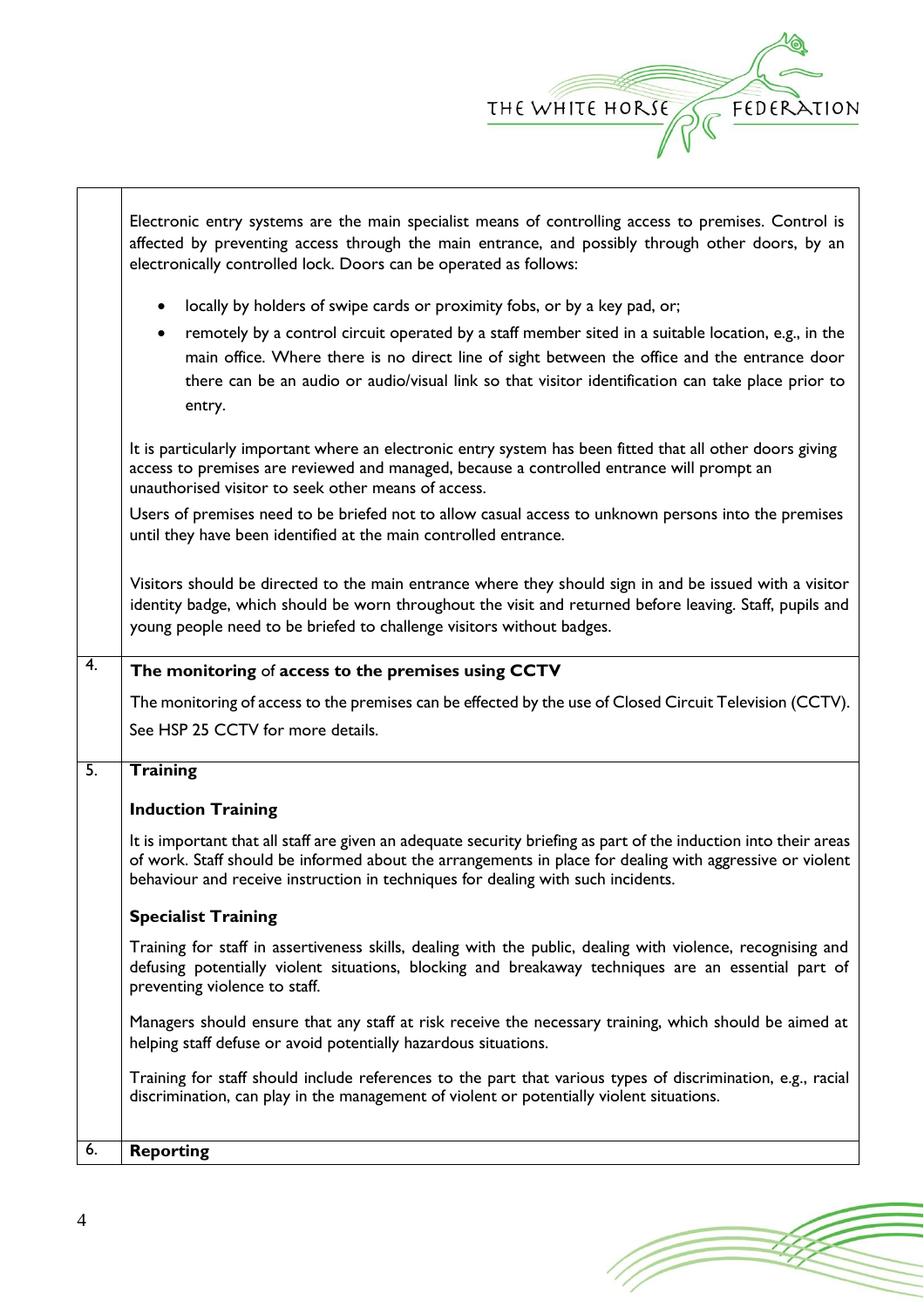Electronic entry systems are the main specialist means of controlling access to premises. Control is affected by preventing access through the main entrance, and possibly through other doors, by an electronically controlled lock. Doors can be operated as follows:

- locally by holders of swipe cards or proximity fobs, or by a key pad, or;
- remotely by a control circuit operated by a staff member sited in a suitable location, e.g., in the main office. Where there is no direct line of sight between the office and the entrance door there can be an audio or audio/visual link so that visitor identification can take place prior to entry.

It is particularly important where an electronic entry system has been fitted that all other doors giving access to premises are reviewed and managed, because a controlled entrance will prompt an unauthorised visitor to seek other means of access.

Users of premises need to be briefed not to allow casual access to unknown persons into the premises until they have been identified at the main controlled entrance.

Visitors should be directed to the main entrance where they should sign in and be issued with a visitor identity badge, which should be worn throughout the visit and returned before leaving. Staff, pupils and young people need to be briefed to challenge visitors without badges.

## 4. The monitoring of access to the premises using CCTV

The monitoring of access to the premises can be effected by the use of Closed Circuit Television (CCTV). See HSP 25 CCTV for more details.

## 5. Training

### Induction Training

It is important that all staff are given an adequate security briefing as part of the induction into their areas of work. Staff should be informed about the arrangements in place for dealing with aggressive or violent behaviour and receive instruction in techniques for dealing with such incidents.

### Specialist Training

Training for staff in assertiveness skills, dealing with the public, dealing with violence, recognising and defusing potentially violent situations, blocking and breakaway techniques are an essential part of preventing violence to staff.

Managers should ensure that any staff at risk receive the necessary training, which should be aimed at helping staff defuse or avoid potentially hazardous situations.

Training for staff should include references to the part that various types of discrimination, e.g., racial discrimination, can play in the management of violent or potentially violent situations.

## 6. Reporting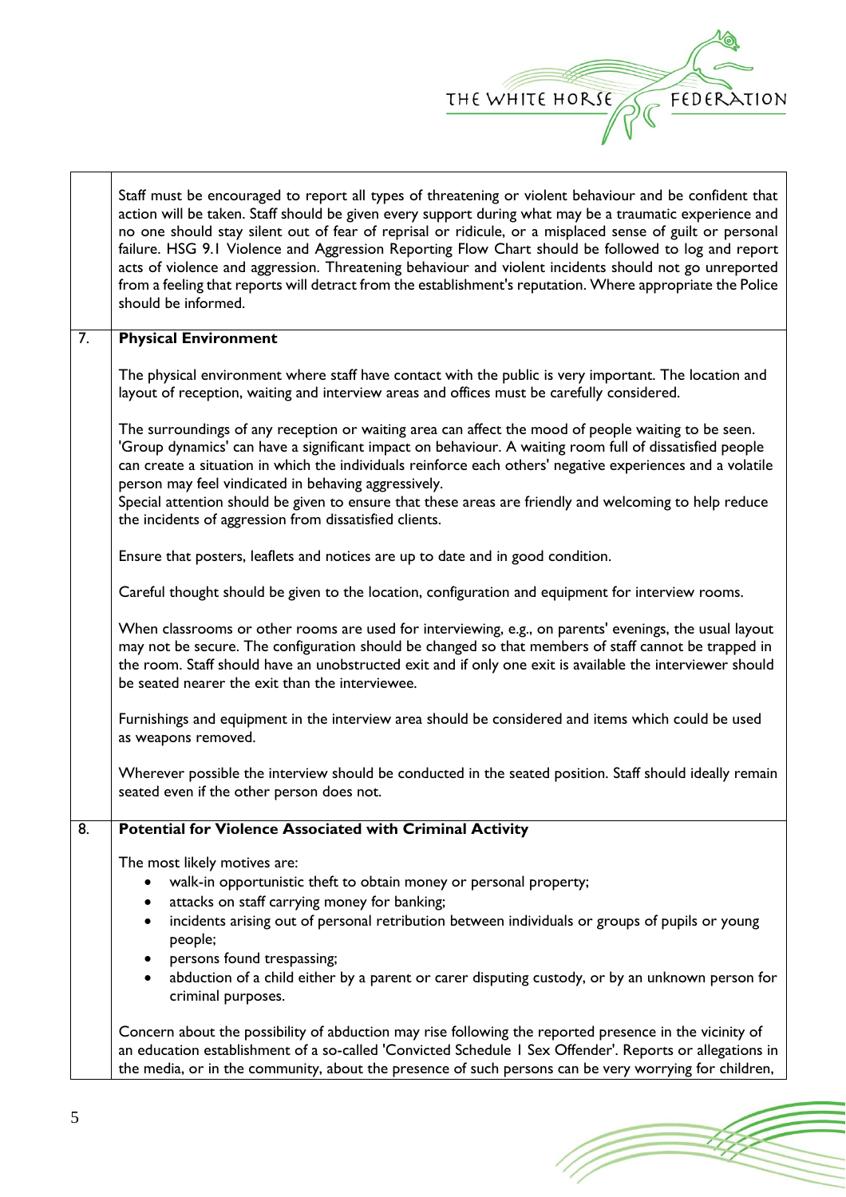Staff must be encouraged to report all types of threatening or violent behaviour and be confident that action will be taken. Staff should be given every support during what may be a traumatic experience and no one should stay silent out of fear of reprisal or ridicule, or a misplaced sense of guilt or personal failure. HSG 9.1 Violence and Aggression Reporting Flow Chart should be followed to log and report acts of violence and aggression. Threatening behaviour and violent incidents should not go unreported from a feeling that reports will detract from the establishment's reputation. Where appropriate the Police should be informed.

## 7. Physical Environment

The physical environment where staff have contact with the public is very important. The location and layout of reception, waiting and interview areas and offices must be carefully considered.

The surroundings of any reception or waiting area can affect the mood of people waiting to be seen. 'Group dynamics' can have a significant impact on behaviour. A waiting room full of dissatisfied people can create a situation in which the individuals reinforce each others' negative experiences and a volatile person may feel vindicated in behaving aggressively.
Special attention should be given to ensure that these areas are friendly and welcoming to help reduce the incidents of aggression from dissatisfied clients.

Ensure that posters, leaflets and notices are up to date and in good condition.

Careful thought should be given to the location, configuration and equipment for interview rooms.

When classrooms or other rooms are used for interviewing, e.g., on parents' evenings, the usual layout may not be secure. The configuration should be changed so that members of staff cannot be trapped in the room. Staff should have an unobstructed exit and if only one exit is available the interviewer should be seated nearer the exit than the interviewee.

Furnishings and equipment in the interview area should be considered and items which could be used as weapons removed.

Wherever possible the interview should be conducted in the seated position. Staff should ideally remain seated even if the other person does not.

## 8. Potential for Violence Associated with Criminal Activity

The most likely motives are:

- walk-in opportunistic theft to obtain money or personal property;
- attacks on staff carrying money for banking;
- incidents arising out of personal retribution between individuals or groups of pupils or young people;
- persons found trespassing;
- abduction of a child either by a parent or carer disputing custody, or by an unknown person for criminal purposes.

Concern about the possibility of abduction may rise following the reported presence in the vicinity of an education establishment of a so-called 'Convicted Schedule 1 Sex Offender'. Reports or allegations in the media, or in the community, about the presence of such persons can be very worrying for children,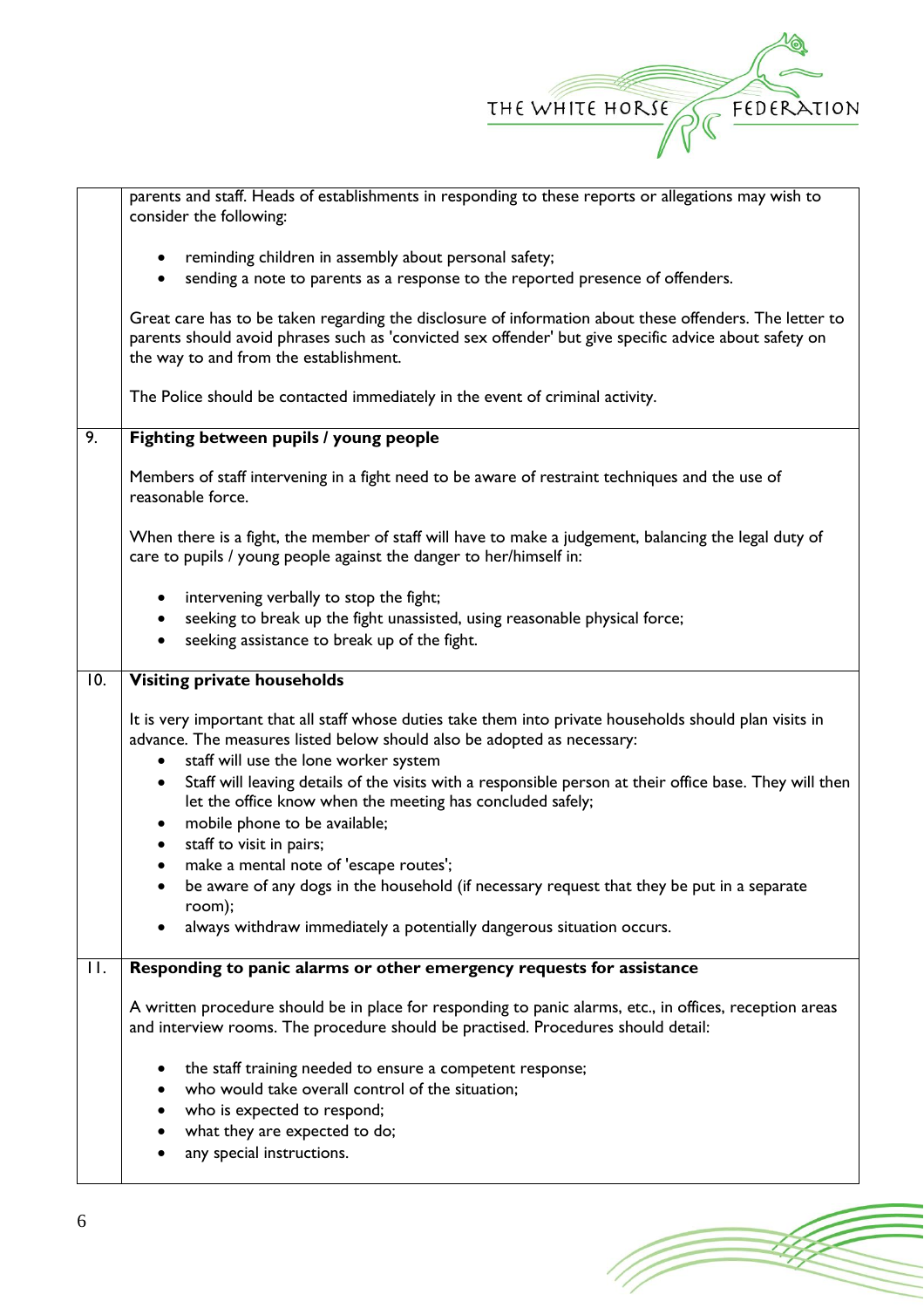| | |
|---|---|
| | parents and staff. Heads of establishments in responding to these reports or allegations may wish to consider the following:<br><br>• reminding children in assembly about personal safety;<br>• sending a note to parents as a response to the reported presence of offenders.<br><br>Great care has to be taken regarding the disclosure of information about these offenders. The letter to parents should avoid phrases such as 'convicted sex offender' but give specific advice about safety on the way to and from the establishment.<br><br>The Police should be contacted immediately in the event of criminal activity. |
| 9. | **Fighting between pupils / young people**<br><br>Members of staff intervening in a fight need to be aware of restraint techniques and the use of reasonable force.<br><br>When there is a fight, the member of staff will have to make a judgement, balancing the legal duty of care to pupils / young people against the danger to her/himself in:<br><br>• intervening verbally to stop the fight;<br>• seeking to break up the fight unassisted, using reasonable physical force;<br>• seeking assistance to break up of the fight. |
| 10. | **Visiting private households**<br><br>It is very important that all staff whose duties take them into private households should plan visits in advance. The measures listed below should also be adopted as necessary:<br>• staff will use the lone worker system<br>• Staff will leaving details of the visits with a responsible person at their office base. They will then let the office know when the meeting has concluded safely;<br>• mobile phone to be available;<br>• staff to visit in pairs;<br>• make a mental note of 'escape routes';<br>• be aware of any dogs in the household (if necessary request that they be put in a separate room);<br>• always withdraw immediately a potentially dangerous situation occurs. |
| 11. | **Responding to panic alarms or other emergency requests for assistance**<br><br>A written procedure should be in place for responding to panic alarms, etc., in offices, reception areas and interview rooms. The procedure should be practised. Procedures should detail:<br><br>• the staff training needed to ensure a competent response;<br>• who would take overall control of the situation;<br>• who is expected to respond;<br>• what they are expected to do;<br>• any special instructions. |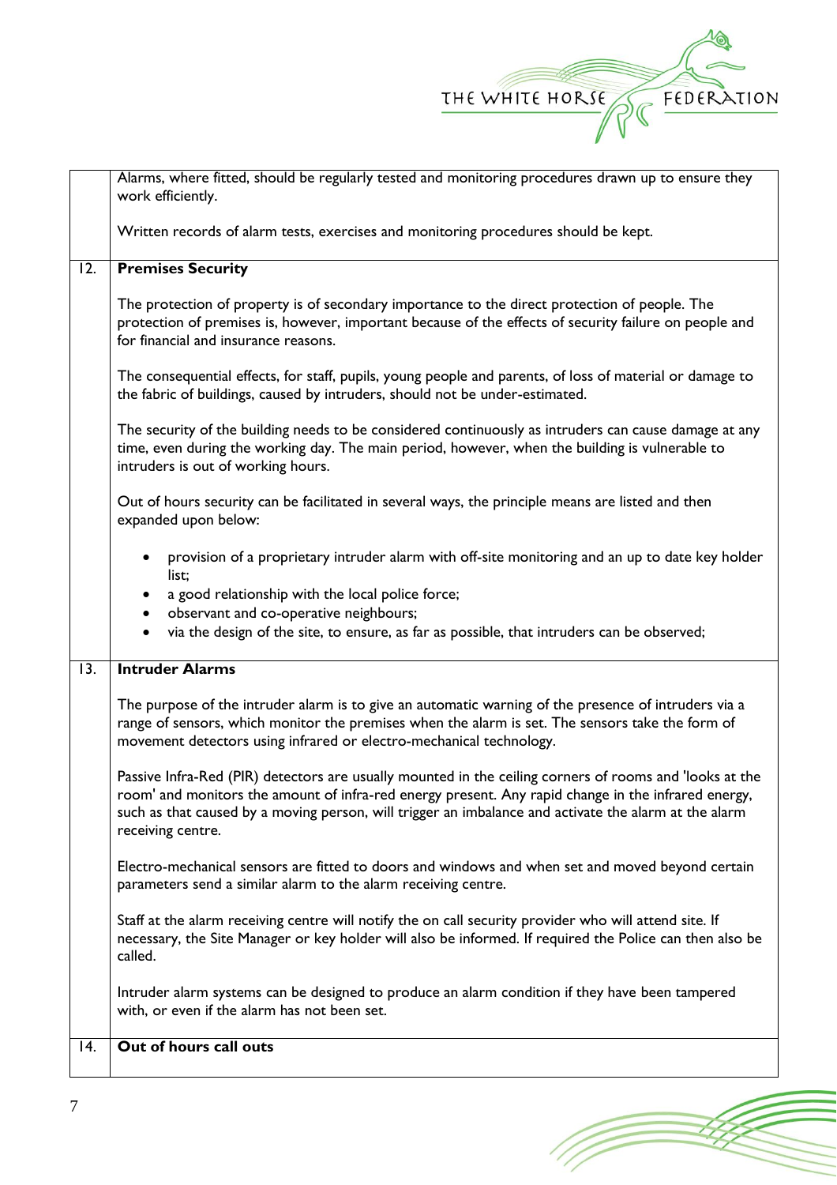Alarms, where fitted, should be regularly tested and monitoring procedures drawn up to ensure they work efficiently.

Written records of alarm tests, exercises and monitoring procedures should be kept.

## 12. Premises Security

The protection of property is of secondary importance to the direct protection of people. The protection of premises is, however, important because of the effects of security failure on people and for financial and insurance reasons.

The consequential effects, for staff, pupils, young people and parents, of loss of material or damage to the fabric of buildings, caused by intruders, should not be under-estimated.

The security of the building needs to be considered continuously as intruders can cause damage at any time, even during the working day. The main period, however, when the building is vulnerable to intruders is out of working hours.

Out of hours security can be facilitated in several ways, the principle means are listed and then expanded upon below:

- provision of a proprietary intruder alarm with off-site monitoring and an up to date key holder list;
- a good relationship with the local police force;
- observant and co-operative neighbours;
- via the design of the site, to ensure, as far as possible, that intruders can be observed;

## 13. Intruder Alarms

The purpose of the intruder alarm is to give an automatic warning of the presence of intruders via a range of sensors, which monitor the premises when the alarm is set. The sensors take the form of movement detectors using infrared or electro-mechanical technology.

Passive Infra-Red (PIR) detectors are usually mounted in the ceiling corners of rooms and 'looks at the room' and monitors the amount of infra-red energy present. Any rapid change in the infrared energy, such as that caused by a moving person, will trigger an imbalance and activate the alarm at the alarm receiving centre.

Electro-mechanical sensors are fitted to doors and windows and when set and moved beyond certain parameters send a similar alarm to the alarm receiving centre.

Staff at the alarm receiving centre will notify the on call security provider who will attend site. If necessary, the Site Manager or key holder will also be informed. If required the Police can then also be called.

Intruder alarm systems can be designed to produce an alarm condition if they have been tampered with, or even if the alarm has not been set.

## 14. Out of hours call outs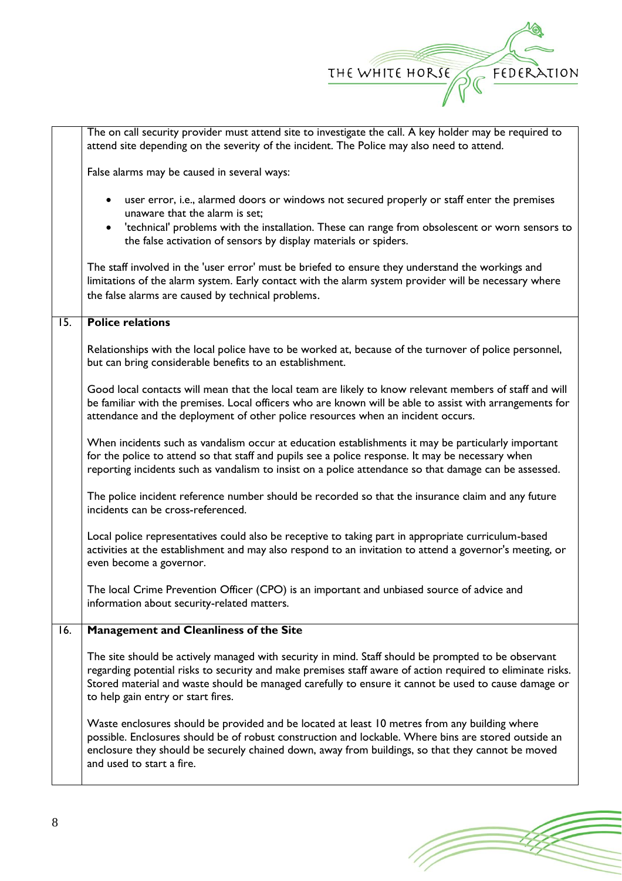The on call security provider must attend site to investigate the call. A key holder may be required to attend site depending on the severity of the incident. The Police may also need to attend.

False alarms may be caused in several ways:

- user error, i.e., alarmed doors or windows not secured properly or staff enter the premises unaware that the alarm is set;
- 'technical' problems with the installation. These can range from obsolescent or worn sensors to the false activation of sensors by display materials or spiders.

The staff involved in the 'user error' must be briefed to ensure they understand the workings and limitations of the alarm system. Early contact with the alarm system provider will be necessary where the false alarms are caused by technical problems.

## 15. Police relations

Relationships with the local police have to be worked at, because of the turnover of police personnel, but can bring considerable benefits to an establishment.

Good local contacts will mean that the local team are likely to know relevant members of staff and will be familiar with the premises. Local officers who are known will be able to assist with arrangements for attendance and the deployment of other police resources when an incident occurs.

When incidents such as vandalism occur at education establishments it may be particularly important for the police to attend so that staff and pupils see a police response. It may be necessary when reporting incidents such as vandalism to insist on a police attendance so that damage can be assessed.

The police incident reference number should be recorded so that the insurance claim and any future incidents can be cross-referenced.

Local police representatives could also be receptive to taking part in appropriate curriculum-based activities at the establishment and may also respond to an invitation to attend a governor's meeting, or even become a governor.

The local Crime Prevention Officer (CPO) is an important and unbiased source of advice and information about security-related matters.

## 16. Management and Cleanliness of the Site

The site should be actively managed with security in mind. Staff should be prompted to be observant regarding potential risks to security and make premises staff aware of action required to eliminate risks. Stored material and waste should be managed carefully to ensure it cannot be used to cause damage or to help gain entry or start fires.

Waste enclosures should be provided and be located at least 10 metres from any building where possible. Enclosures should be of robust construction and lockable. Where bins are stored outside an enclosure they should be securely chained down, away from buildings, so that they cannot be moved and used to start a fire.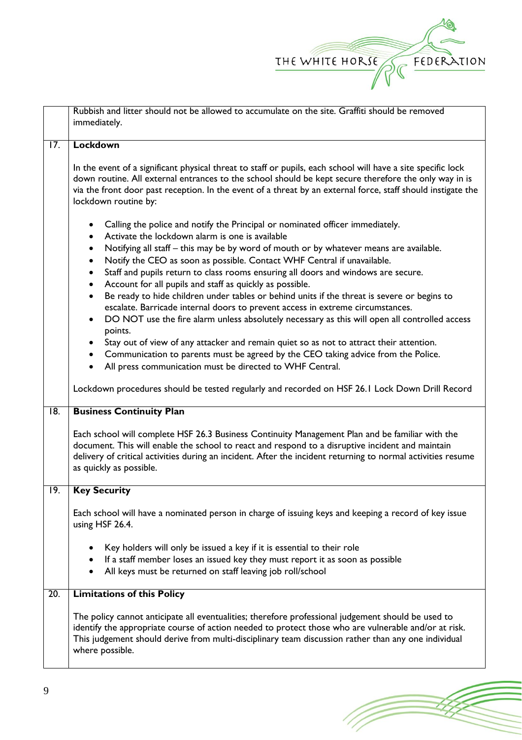Rubbish and litter should not be allowed to accumulate on the site. Graffiti should be removed immediately.

## 17. Lockdown

In the event of a significant physical threat to staff or pupils, each school will have a site specific lock down routine. All external entrances to the school should be kept secure therefore the only way in is via the front door past reception. In the event of a threat by an external force, staff should instigate the lockdown routine by:

- Calling the police and notify the Principal or nominated officer immediately.
- Activate the lockdown alarm is one is available
- Notifying all staff – this may be by word of mouth or by whatever means are available.
- Notify the CEO as soon as possible. Contact WHF Central if unavailable.
- Staff and pupils return to class rooms ensuring all doors and windows are secure.
- Account for all pupils and staff as quickly as possible.
- Be ready to hide children under tables or behind units if the threat is severe or begins to escalate. Barricade internal doors to prevent access in extreme circumstances.
- DO NOT use the fire alarm unless absolutely necessary as this will open all controlled access points.
- Stay out of view of any attacker and remain quiet so as not to attract their attention.
- Communication to parents must be agreed by the CEO taking advice from the Police.
- All press communication must be directed to WHF Central.

Lockdown procedures should be tested regularly and recorded on HSF 26.1 Lock Down Drill Record

## 18. Business Continuity Plan

Each school will complete HSF 26.3 Business Continuity Management Plan and be familiar with the document. This will enable the school to react and respond to a disruptive incident and maintain delivery of critical activities during an incident. After the incident returning to normal activities resume as quickly as possible.

## 19. Key Security

Each school will have a nominated person in charge of issuing keys and keeping a record of key issue using HSF 26.4.

- Key holders will only be issued a key if it is essential to their role
- If a staff member loses an issued key they must report it as soon as possible
- All keys must be returned on staff leaving job roll/school

## 20. Limitations of this Policy

The policy cannot anticipate all eventualities; therefore professional judgement should be used to identify the appropriate course of action needed to protect those who are vulnerable and/or at risk. This judgement should derive from multi-disciplinary team discussion rather than any one individual where possible.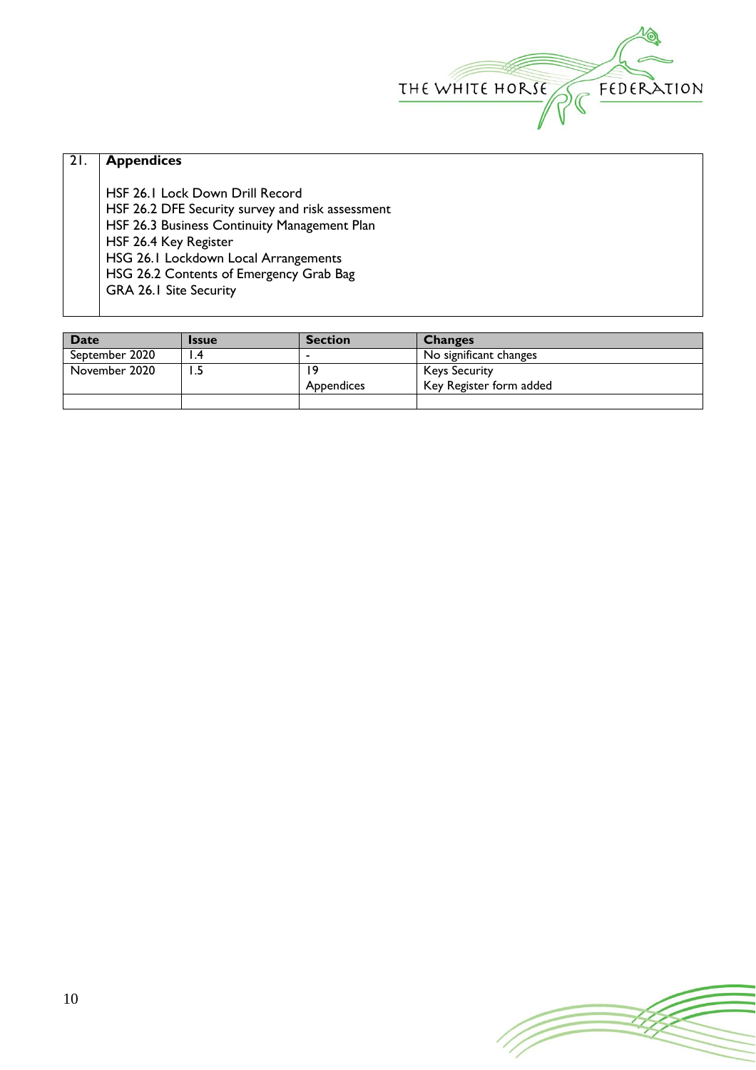## 21. Appendices

HSF 26.1 Lock Down Drill Record
HSF 26.2 DFE Security survey and risk assessment
HSF 26.3 Business Continuity Management Plan
HSF 26.4 Key Register
HSG 26.1 Lockdown Local Arrangements
HSG 26.2 Contents of Emergency Grab Bag
GRA 26.1 Site Security

| Date | Issue | Section | Changes |
|---|---|---|---|
| September 2020 | 1.4 | - | No significant changes |
| November 2020 | 1.5 | 19<br>Appendices | Keys Security<br>Key Register form added |
| | | | |